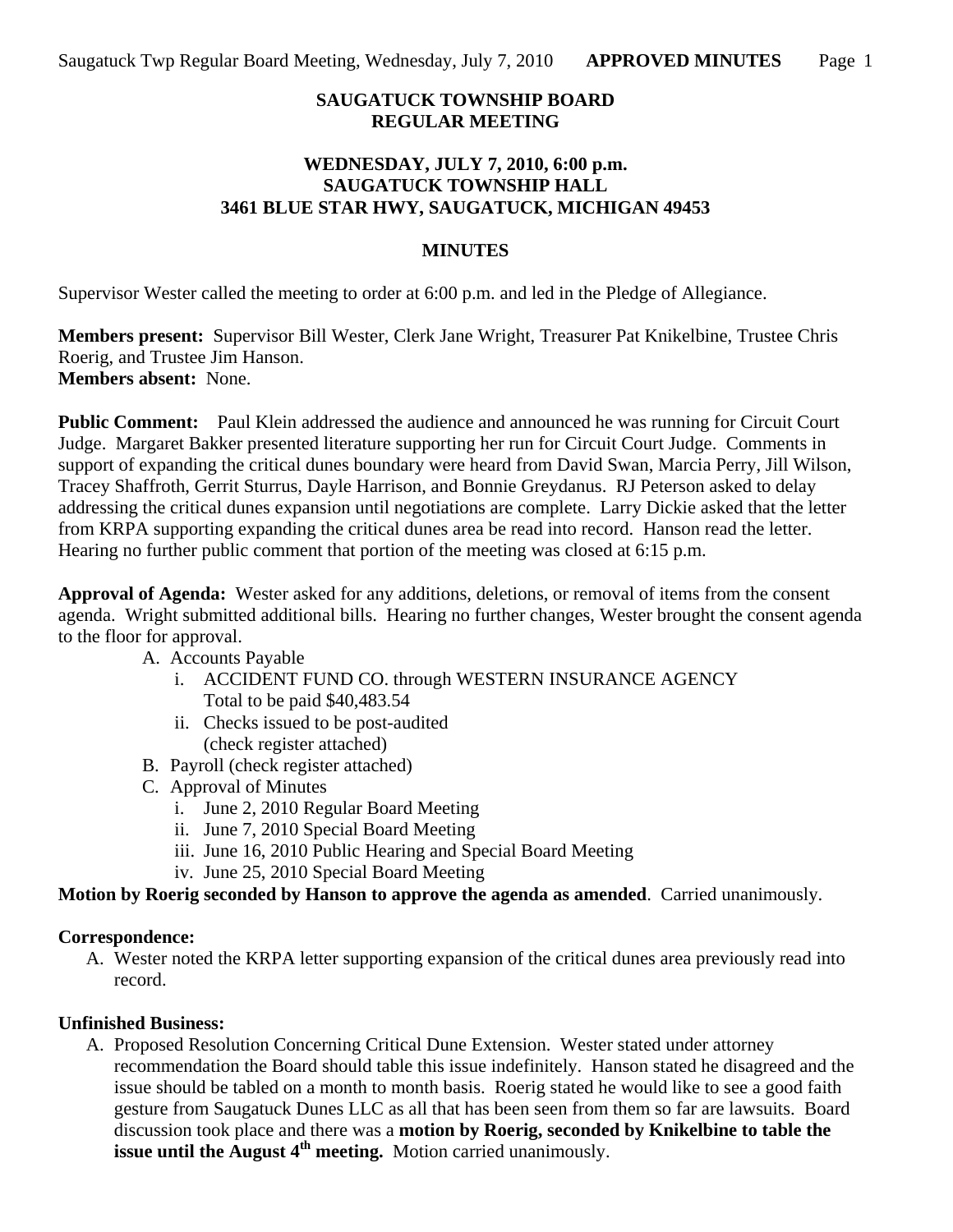**SAUGATUCK TOWNSHIP BOARD**
**REGULAR MEETING**

**WEDNESDAY, JULY 7, 2010, 6:00 p.m.**
**SAUGATUCK TOWNSHIP HALL**
**3461 BLUE STAR HWY, SAUGATUCK, MICHIGAN 49453**

**MINUTES**

Supervisor Wester called the meeting to order at 6:00 p.m. and led in the Pledge of Allegiance.

**Members present:** Supervisor Bill Wester, Clerk Jane Wright, Treasurer Pat Knikelbine, Trustee Chris Roerig, and Trustee Jim Hanson.
**Members absent:** None.

**Public Comment:** Paul Klein addressed the audience and announced he was running for Circuit Court Judge. Margaret Bakker presented literature supporting her run for Circuit Court Judge. Comments in support of expanding the critical dunes boundary were heard from David Swan, Marcia Perry, Jill Wilson, Tracey Shaffroth, Gerrit Sturrus, Dayle Harrison, and Bonnie Greydanus. RJ Peterson asked to delay addressing the critical dunes expansion until negotiations are complete. Larry Dickie asked that the letter from KRPA supporting expanding the critical dunes area be read into record. Hanson read the letter. Hearing no further public comment that portion of the meeting was closed at 6:15 p.m.

**Approval of Agenda:** Wester asked for any additions, deletions, or removal of items from the consent agenda. Wright submitted additional bills. Hearing no further changes, Wester brought the consent agenda to the floor for approval.

- A. Accounts Payable
  - i. ACCIDENT FUND CO. through WESTERN INSURANCE AGENCY
    Total to be paid $40,483.54
  - ii. Checks issued to be post-audited
    (check register attached)
- B. Payroll (check register attached)
- C. Approval of Minutes
  - i. June 2, 2010 Regular Board Meeting
  - ii. June 7, 2010 Special Board Meeting
  - iii. June 16, 2010 Public Hearing and Special Board Meeting
  - iv. June 25, 2010 Special Board Meeting

**Motion by Roerig seconded by Hanson to approve the agenda as amended**. Carried unanimously.

**Correspondence:**

- A. Wester noted the KRPA letter supporting expansion of the critical dunes area previously read into record.

**Unfinished Business:**

- A. Proposed Resolution Concerning Critical Dune Extension. Wester stated under attorney recommendation the Board should table this issue indefinitely. Hanson stated he disagreed and the issue should be tabled on a month to month basis. Roerig stated he would like to see a good faith gesture from Saugatuck Dunes LLC as all that has been seen from them so far are lawsuits. Board discussion took place and there was a **motion by Roerig, seconded by Knikelbine to table the issue until the August 4th meeting.** Motion carried unanimously.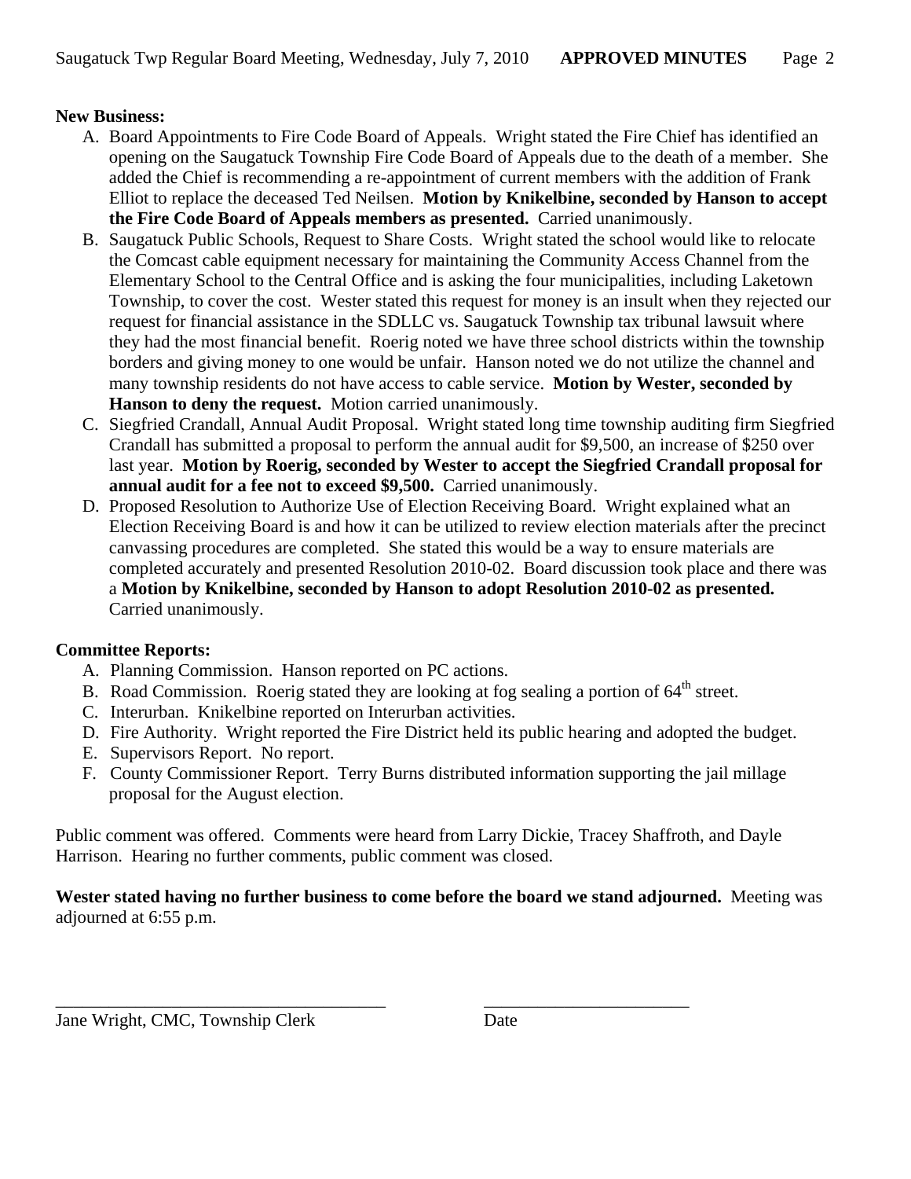**New Business:**

A. Board Appointments to Fire Code Board of Appeals. Wright stated the Fire Chief has identified an opening on the Saugatuck Township Fire Code Board of Appeals due to the death of a member. She added the Chief is recommending a re-appointment of current members with the addition of Frank Elliot to replace the deceased Ted Neilsen. **Motion by Knikelbine, seconded by Hanson to accept the Fire Code Board of Appeals members as presented.** Carried unanimously.

B. Saugatuck Public Schools, Request to Share Costs. Wright stated the school would like to relocate the Comcast cable equipment necessary for maintaining the Community Access Channel from the Elementary School to the Central Office and is asking the four municipalities, including Laketown Township, to cover the cost. Wester stated this request for money is an insult when they rejected our request for financial assistance in the SDLLC vs. Saugatuck Township tax tribunal lawsuit where they had the most financial benefit. Roerig noted we have three school districts within the township borders and giving money to one would be unfair. Hanson noted we do not utilize the channel and many township residents do not have access to cable service. **Motion by Wester, seconded by Hanson to deny the request.** Motion carried unanimously.

C. Siegfried Crandall, Annual Audit Proposal. Wright stated long time township auditing firm Siegfried Crandall has submitted a proposal to perform the annual audit for $9,500, an increase of $250 over last year. **Motion by Roerig, seconded by Wester to accept the Siegfried Crandall proposal for annual audit for a fee not to exceed $9,500.** Carried unanimously.

D. Proposed Resolution to Authorize Use of Election Receiving Board. Wright explained what an Election Receiving Board is and how it can be utilized to review election materials after the precinct canvassing procedures are completed. She stated this would be a way to ensure materials are completed accurately and presented Resolution 2010-02. Board discussion took place and there was a **Motion by Knikelbine, seconded by Hanson to adopt Resolution 2010-02 as presented.** Carried unanimously.

**Committee Reports:**

A. Planning Commission. Hanson reported on PC actions.
B. Road Commission. Roerig stated they are looking at fog sealing a portion of 64th street.
C. Interurban. Knikelbine reported on Interurban activities.
D. Fire Authority. Wright reported the Fire District held its public hearing and adopted the budget.
E. Supervisors Report. No report.
F. County Commissioner Report. Terry Burns distributed information supporting the jail millage proposal for the August election.

Public comment was offered. Comments were heard from Larry Dickie, Tracey Shaffroth, and Dayle Harrison. Hearing no further comments, public comment was closed.

**Wester stated having no further business to come before the board we stand adjourned.** Meeting was adjourned at 6:55 p.m.

_______________________________________ ________________________

Jane Wright, CMC, Township Clerk Date